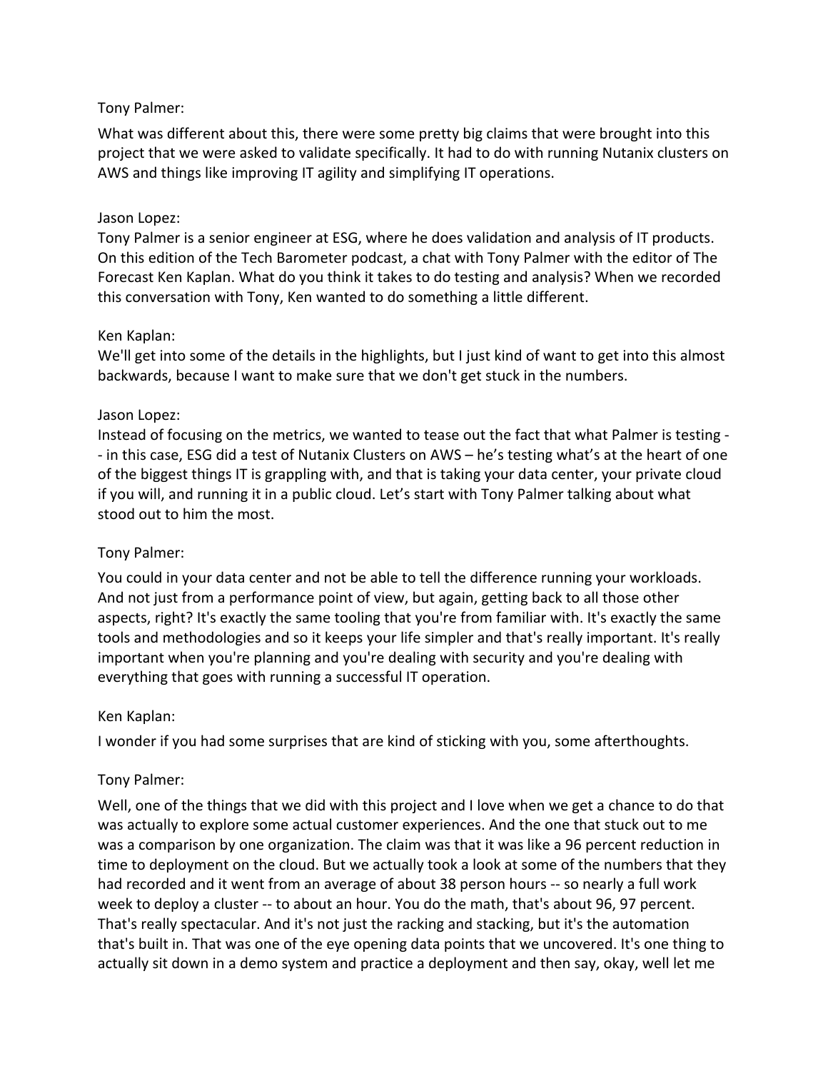Tony Palmer:

What was different about this, there were some pretty big claims that were brought into this project that we were asked to validate specifically. It had to do with running Nutanix clusters on AWS and things like improving IT agility and simplifying IT operations.

Jason Lopez:
Tony Palmer is a senior engineer at ESG, where he does validation and analysis of IT products. On this edition of the Tech Barometer podcast, a chat with Tony Palmer with the editor of The Forecast Ken Kaplan. What do you think it takes to do testing and analysis? When we recorded this conversation with Tony, Ken wanted to do something a little different.

Ken Kaplan:
We'll get into some of the details in the highlights, but I just kind of want to get into this almost backwards, because I want to make sure that we don't get stuck in the numbers.

Jason Lopez:
Instead of focusing on the metrics, we wanted to tease out the fact that what Palmer is testing -- in this case, ESG did a test of Nutanix Clusters on AWS – he's testing what's at the heart of one of the biggest things IT is grappling with, and that is taking your data center, your private cloud if you will, and running it in a public cloud. Let's start with Tony Palmer talking about what stood out to him the most.

Tony Palmer:

You could in your data center and not be able to tell the difference running your workloads. And not just from a performance point of view, but again, getting back to all those other aspects, right? It's exactly the same tooling that you're from familiar with. It's exactly the same tools and methodologies and so it keeps your life simpler and that's really important. It's really important when you're planning and you're dealing with security and you're dealing with everything that goes with running a successful IT operation.

Ken Kaplan:

I wonder if you had some surprises that are kind of sticking with you, some afterthoughts.

Tony Palmer:

Well, one of the things that we did with this project and I love when we get a chance to do that was actually to explore some actual customer experiences. And the one that stuck out to me was a comparison by one organization. The claim was that it was like a 96 percent reduction in time to deployment on the cloud. But we actually took a look at some of the numbers that they had recorded and it went from an average of about 38 person hours -- so nearly a full work week to deploy a cluster -- to about an hour. You do the math, that's about 96, 97 percent. That's really spectacular. And it's not just the racking and stacking, but it's the automation that's built in. That was one of the eye opening data points that we uncovered. It's one thing to actually sit down in a demo system and practice a deployment and then say, okay, well let me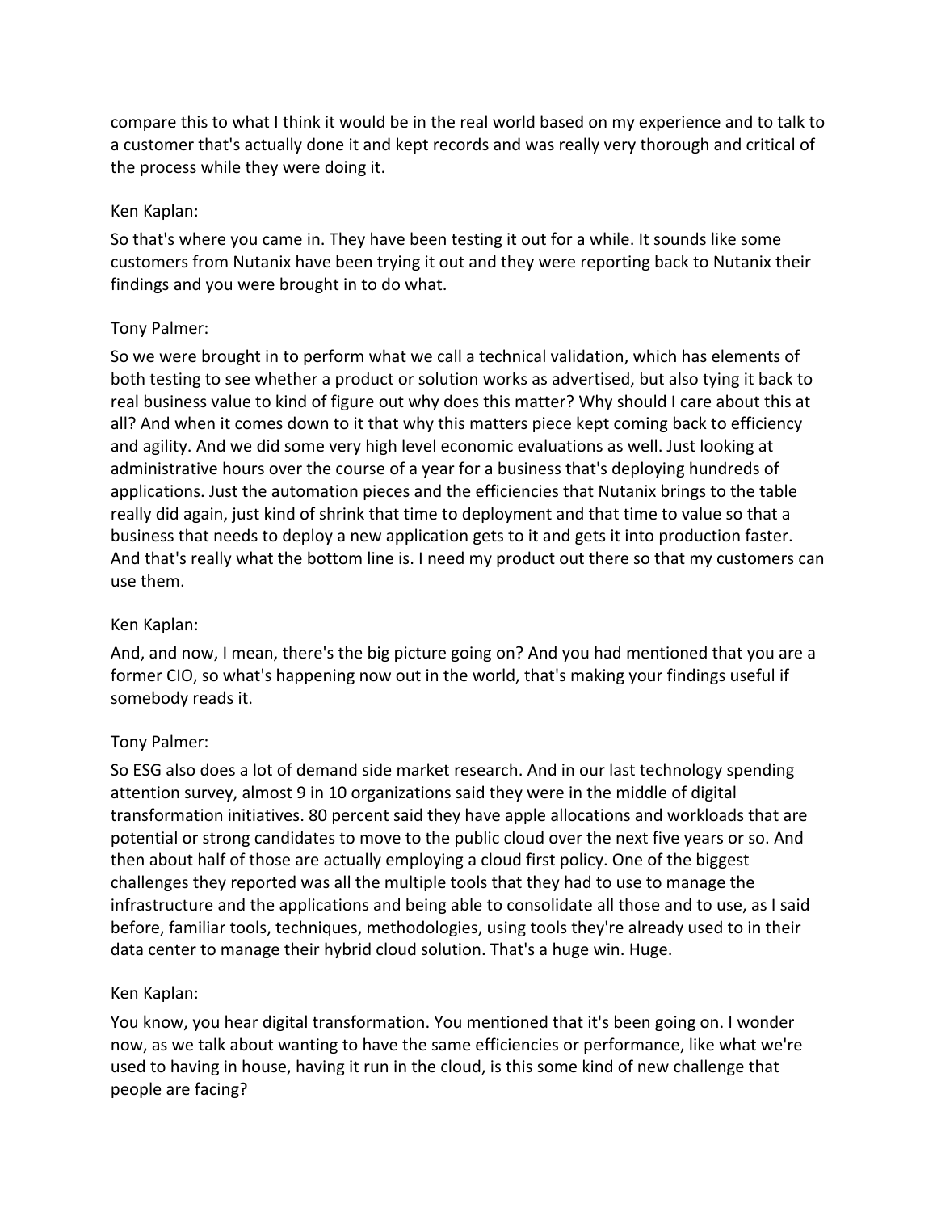compare this to what I think it would be in the real world based on my experience and to talk to a customer that's actually done it and kept records and was really very thorough and critical of the process while they were doing it.

Ken Kaplan:

So that's where you came in. They have been testing it out for a while. It sounds like some customers from Nutanix have been trying it out and they were reporting back to Nutanix their findings and you were brought in to do what.

Tony Palmer:

So we were brought in to perform what we call a technical validation, which has elements of both testing to see whether a product or solution works as advertised, but also tying it back to real business value to kind of figure out why does this matter? Why should I care about this at all? And when it comes down to it that why this matters piece kept coming back to efficiency and agility. And we did some very high level economic evaluations as well. Just looking at administrative hours over the course of a year for a business that's deploying hundreds of applications. Just the automation pieces and the efficiencies that Nutanix brings to the table really did again, just kind of shrink that time to deployment and that time to value so that a business that needs to deploy a new application gets to it and gets it into production faster. And that's really what the bottom line is. I need my product out there so that my customers can use them.

Ken Kaplan:

And, and now, I mean, there's the big picture going on? And you had mentioned that you are a former CIO, so what's happening now out in the world, that's making your findings useful if somebody reads it.

Tony Palmer:

So ESG also does a lot of demand side market research. And in our last technology spending attention survey, almost 9 in 10 organizations said they were in the middle of digital transformation initiatives. 80 percent said they have apple allocations and workloads that are potential or strong candidates to move to the public cloud over the next five years or so. And then about half of those are actually employing a cloud first policy. One of the biggest challenges they reported was all the multiple tools that they had to use to manage the infrastructure and the applications and being able to consolidate all those and to use, as I said before, familiar tools, techniques, methodologies, using tools they're already used to in their data center to manage their hybrid cloud solution. That's a huge win. Huge.

Ken Kaplan:

You know, you hear digital transformation. You mentioned that it's been going on. I wonder now, as we talk about wanting to have the same efficiencies or performance, like what we're used to having in house, having it run in the cloud, is this some kind of new challenge that people are facing?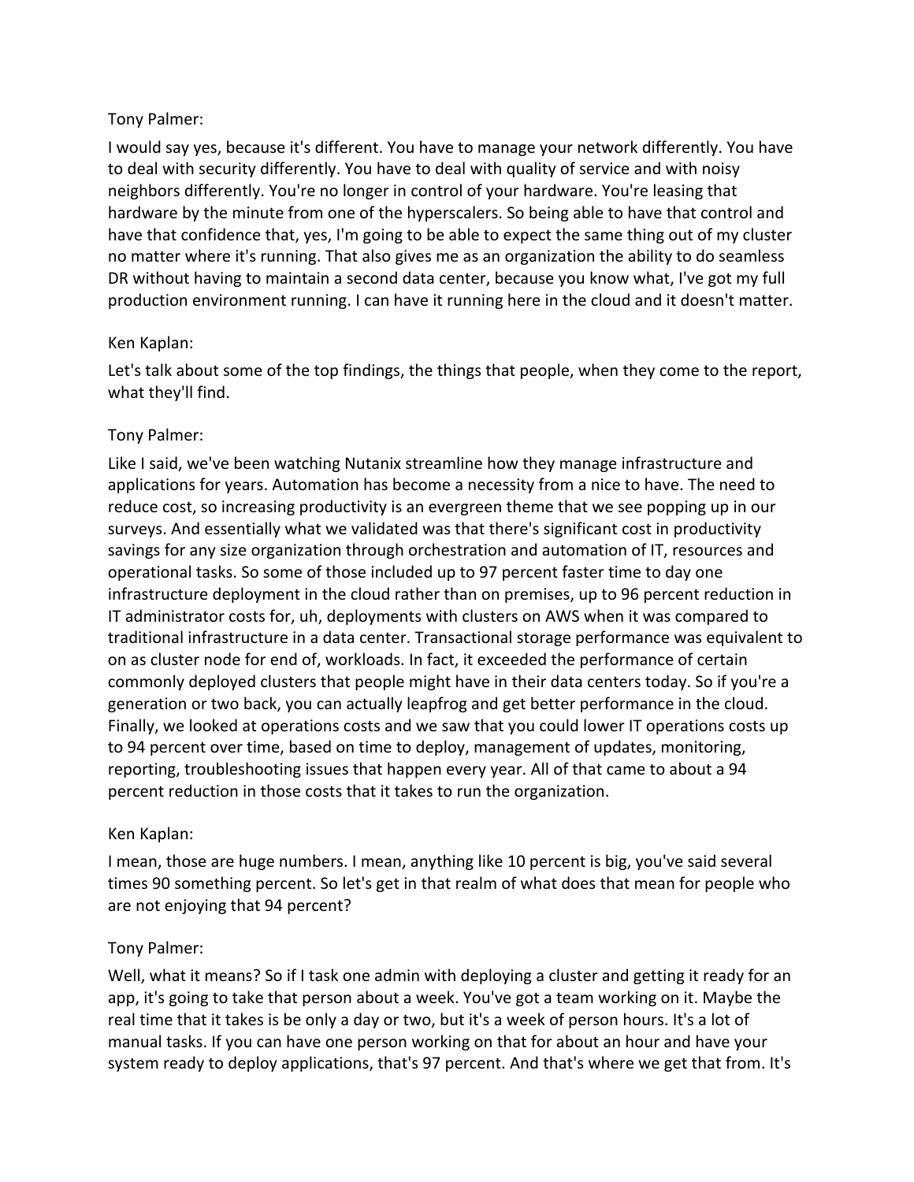Tony Palmer:

I would say yes, because it's different. You have to manage your network differently. You have to deal with security differently. You have to deal with quality of service and with noisy neighbors differently. You're no longer in control of your hardware. You're leasing that hardware by the minute from one of the hyperscalers. So being able to have that control and have that confidence that, yes, I'm going to be able to expect the same thing out of my cluster no matter where it's running. That also gives me as an organization the ability to do seamless DR without having to maintain a second data center, because you know what, I've got my full production environment running. I can have it running here in the cloud and it doesn't matter.

Ken Kaplan:

Let's talk about some of the top findings, the things that people, when they come to the report, what they'll find.

Tony Palmer:

Like I said, we've been watching Nutanix streamline how they manage infrastructure and applications for years. Automation has become a necessity from a nice to have. The need to reduce cost, so increasing productivity is an evergreen theme that we see popping up in our surveys. And essentially what we validated was that there's significant cost in productivity savings for any size organization through orchestration and automation of IT, resources and operational tasks. So some of those included up to 97 percent faster time to day one infrastructure deployment in the cloud rather than on premises, up to 96 percent reduction in IT administrator costs for, uh, deployments with clusters on AWS when it was compared to traditional infrastructure in a data center. Transactional storage performance was equivalent to on as cluster node for end of, workloads. In fact, it exceeded the performance of certain commonly deployed clusters that people might have in their data centers today. So if you're a generation or two back, you can actually leapfrog and get better performance in the cloud. Finally, we looked at operations costs and we saw that you could lower IT operations costs up to 94 percent over time, based on time to deploy, management of updates, monitoring, reporting, troubleshooting issues that happen every year. All of that came to about a 94 percent reduction in those costs that it takes to run the organization.

Ken Kaplan:

I mean, those are huge numbers. I mean, anything like 10 percent is big, you've said several times 90 something percent. So let's get in that realm of what does that mean for people who are not enjoying that 94 percent?

Tony Palmer:

Well, what it means? So if I task one admin with deploying a cluster and getting it ready for an app, it's going to take that person about a week. You've got a team working on it. Maybe the real time that it takes is be only a day or two, but it's a week of person hours. It's a lot of manual tasks. If you can have one person working on that for about an hour and have your system ready to deploy applications, that's 97 percent. And that's where we get that from. It's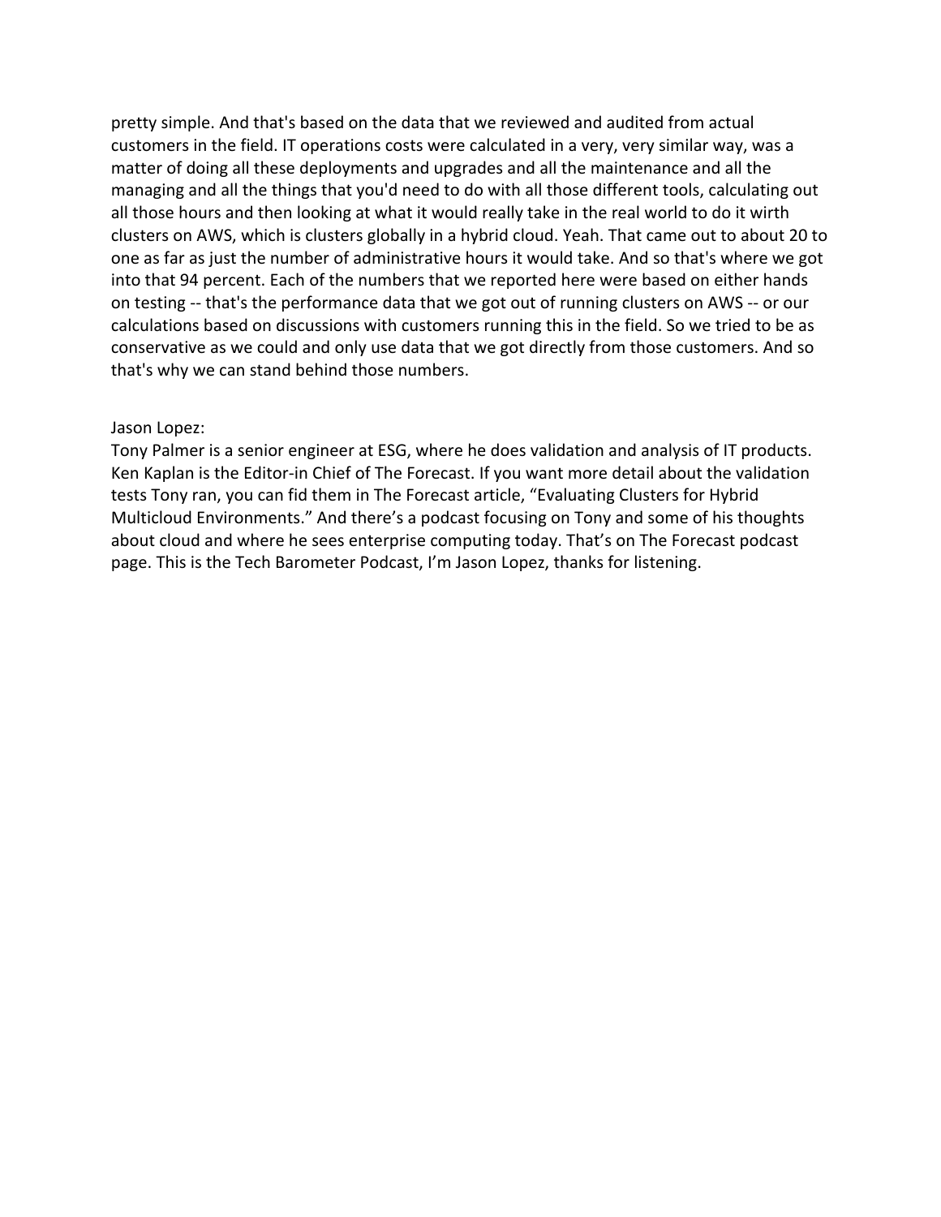pretty simple. And that's based on the data that we reviewed and audited from actual customers in the field. IT operations costs were calculated in a very, very similar way, was a matter of doing all these deployments and upgrades and all the maintenance and all the managing and all the things that you'd need to do with all those different tools, calculating out all those hours and then looking at what it would really take in the real world to do it wirth clusters on AWS, which is clusters globally in a hybrid cloud. Yeah. That came out to about 20 to one as far as just the number of administrative hours it would take. And so that's where we got into that 94 percent. Each of the numbers that we reported here were based on either hands on testing -- that's the performance data that we got out of running clusters on AWS -- or our calculations based on discussions with customers running this in the field. So we tried to be as conservative as we could and only use data that we got directly from those customers. And so that's why we can stand behind those numbers.

Jason Lopez:
Tony Palmer is a senior engineer at ESG, where he does validation and analysis of IT products. Ken Kaplan is the Editor-in Chief of The Forecast. If you want more detail about the validation tests Tony ran, you can fid them in The Forecast article, "Evaluating Clusters for Hybrid Multicloud Environments." And there's a podcast focusing on Tony and some of his thoughts about cloud and where he sees enterprise computing today. That's on The Forecast podcast page. This is the Tech Barometer Podcast, I'm Jason Lopez, thanks for listening.